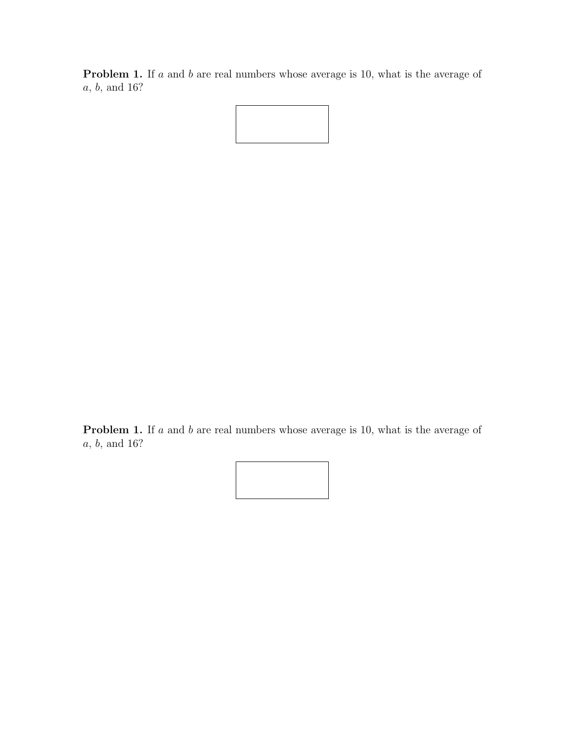**Problem 1.** If $a$ and $b$ are real numbers whose average is 10, what is the average of $a$, $b$, and 16?

**Problem 1.** If $a$ and $b$ are real numbers whose average is 10, what is the average of $a$, $b$, and 16?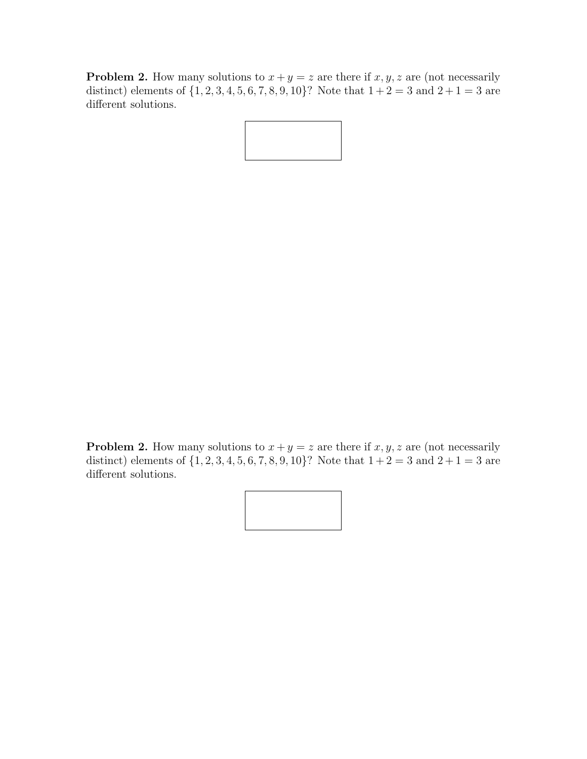**Problem 2.** How many solutions to $x + y = z$ are there if $x, y, z$ are (not necessarily distinct) elements of $\{1, 2, 3, 4, 5, 6, 7, 8, 9, 10\}$? Note that $1 + 2 = 3$ and $2 + 1 = 3$ are different solutions.

**Problem 2.** How many solutions to $x + y = z$ are there if $x, y, z$ are (not necessarily distinct) elements of $\{1, 2, 3, 4, 5, 6, 7, 8, 9, 10\}$? Note that $1 + 2 = 3$ and $2 + 1 = 3$ are different solutions.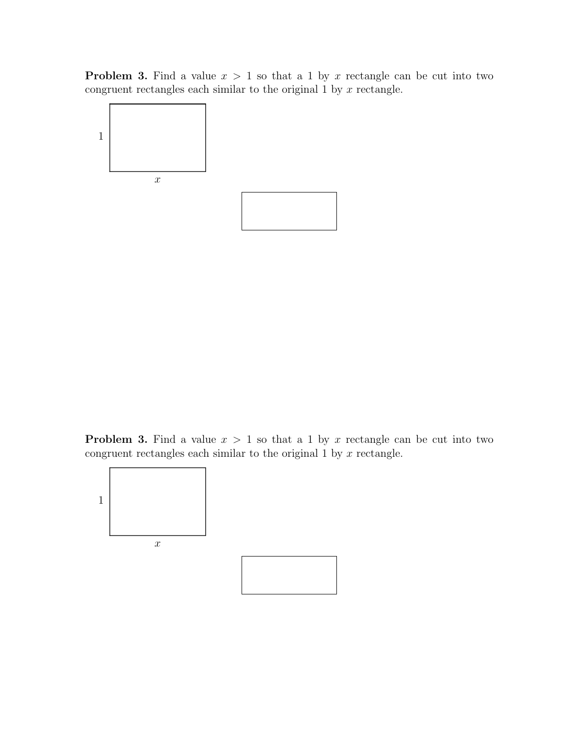**Problem 3.** Find a value $x > 1$ so that a 1 by $x$ rectangle can be cut into two congruent rectangles each similar to the original 1 by $x$ rectangle.

1

$x$

**Problem 3.** Find a value $x > 1$ so that a 1 by $x$ rectangle can be cut into two congruent rectangles each similar to the original 1 by $x$ rectangle.

1

$x$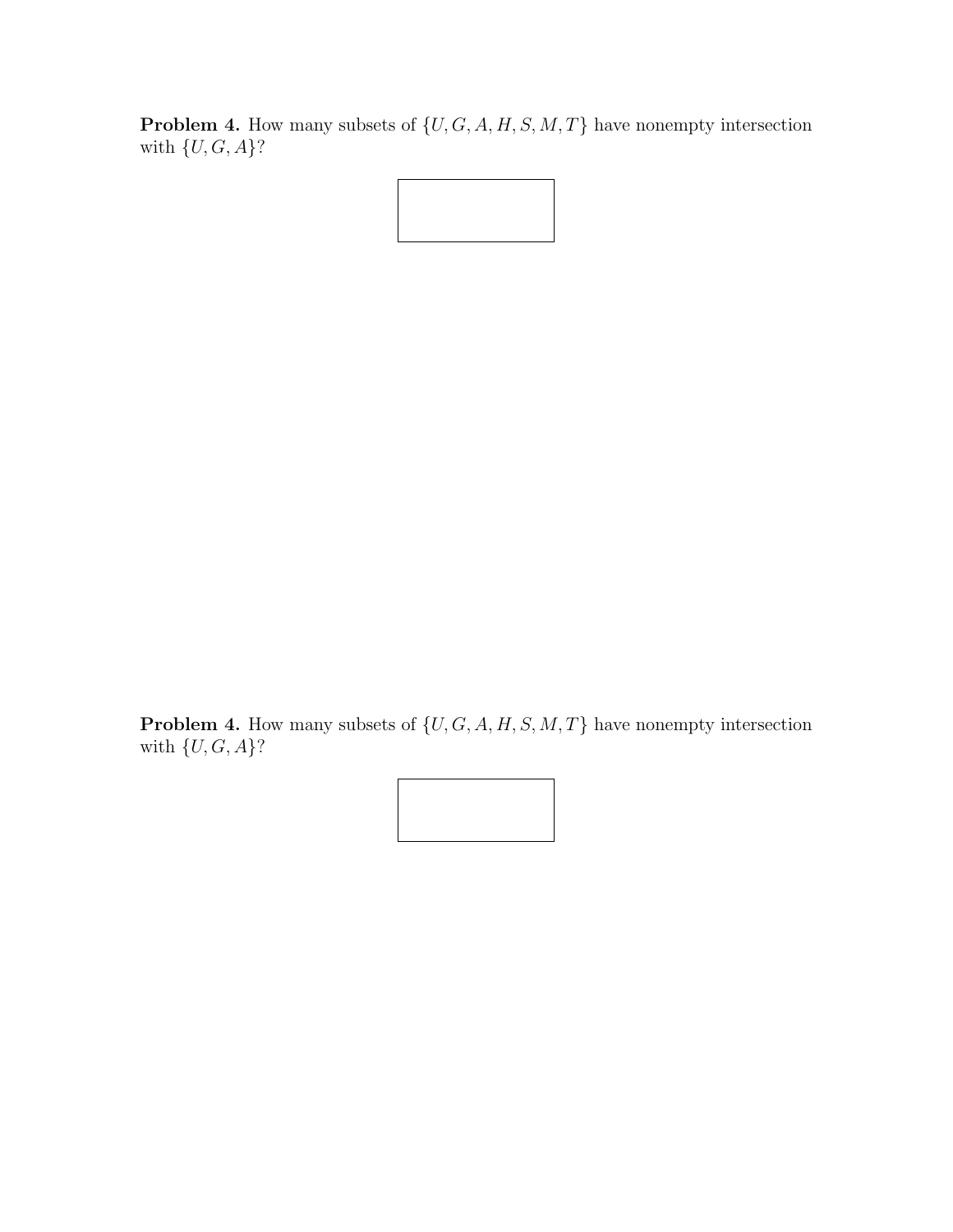**Problem 4.** How many subsets of $\{U, G, A, H, S, M, T\}$ have nonempty intersection with $\{U, G, A\}$?

**Problem 4.** How many subsets of $\{U, G, A, H, S, M, T\}$ have nonempty intersection with $\{U, G, A\}$?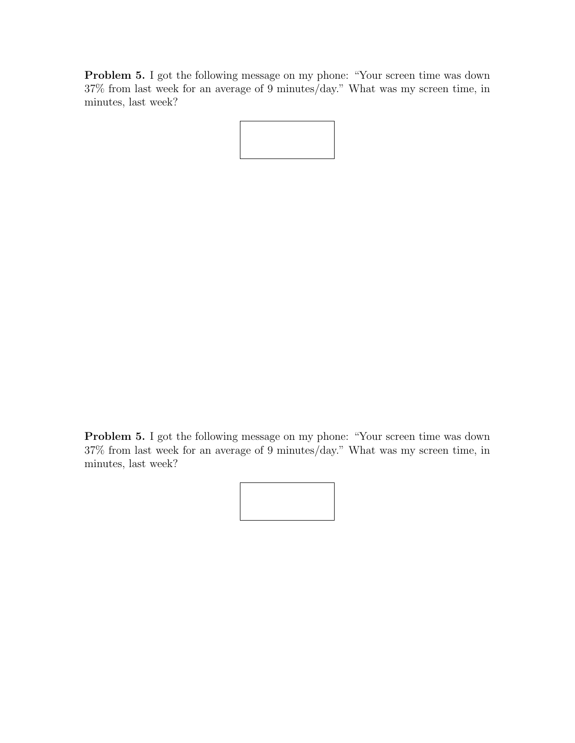**Problem 5.** I got the following message on my phone: "Your screen time was down 37% from last week for an average of 9 minutes/day." What was my screen time, in minutes, last week?

**Problem 5.** I got the following message on my phone: "Your screen time was down 37% from last week for an average of 9 minutes/day." What was my screen time, in minutes, last week?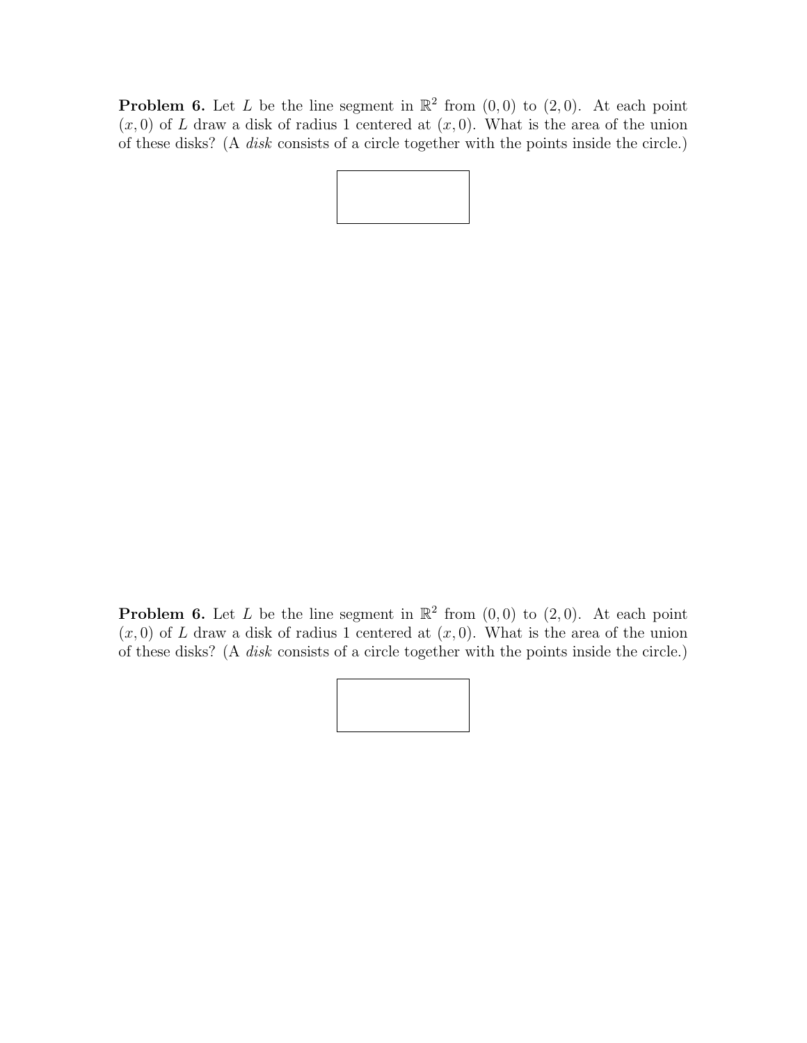**Problem 6.** Let $L$ be the line segment in $\mathbb{R}^2$ from $(0, 0)$ to $(2, 0)$. At each point $(x, 0)$ of $L$ draw a disk of radius 1 centered at $(x, 0)$. What is the area of the union of these disks? (A *disk* consists of a circle together with the points inside the circle.)

**Problem 6.** Let $L$ be the line segment in $\mathbb{R}^2$ from $(0, 0)$ to $(2, 0)$. At each point $(x, 0)$ of $L$ draw a disk of radius 1 centered at $(x, 0)$. What is the area of the union of these disks? (A *disk* consists of a circle together with the points inside the circle.)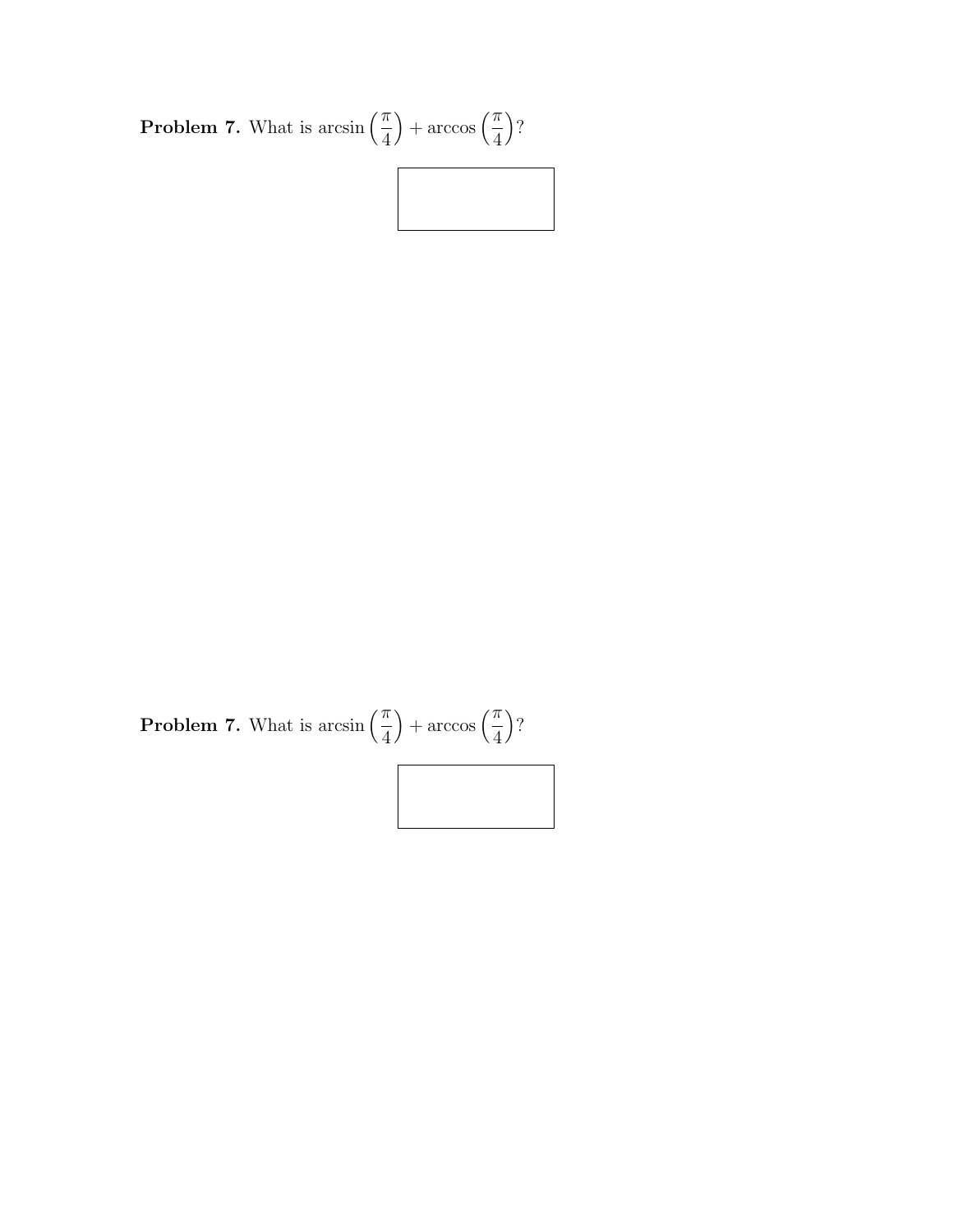**Problem 7.** What is $\arcsin\left(\frac{\pi}{4}\right) + \arccos\left(\frac{\pi}{4}\right)$?

**Problem 7.** What is $\arcsin\left(\frac{\pi}{4}\right) + \arccos\left(\frac{\pi}{4}\right)$?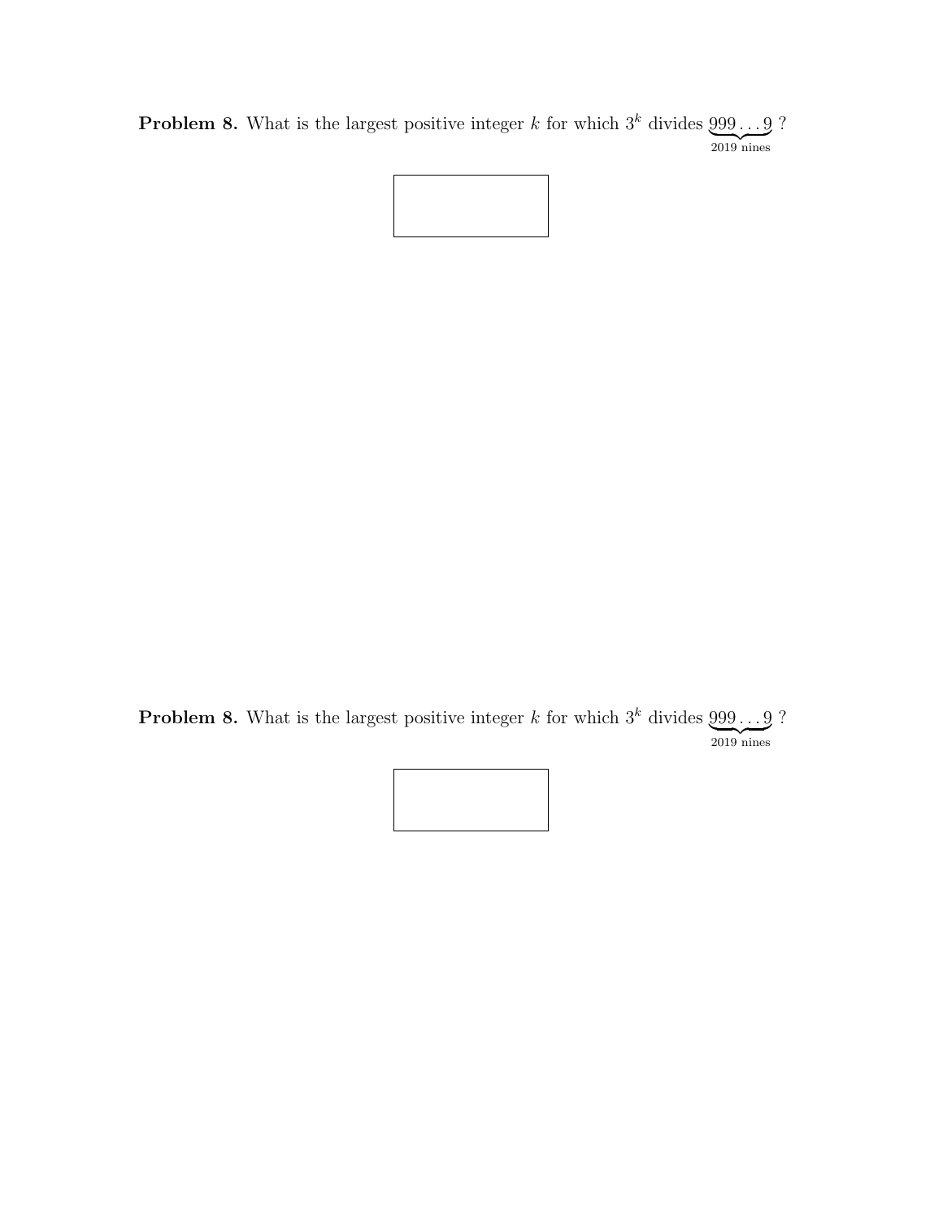**Problem 8.** What is the largest positive integer $k$ for which $3^k$ divides $\underbrace{999\ldots9}_{2019 \text{ nines}}$ ?

**Problem 8.** What is the largest positive integer $k$ for which $3^k$ divides $\underbrace{999\ldots9}_{2019 \text{ nines}}$ ?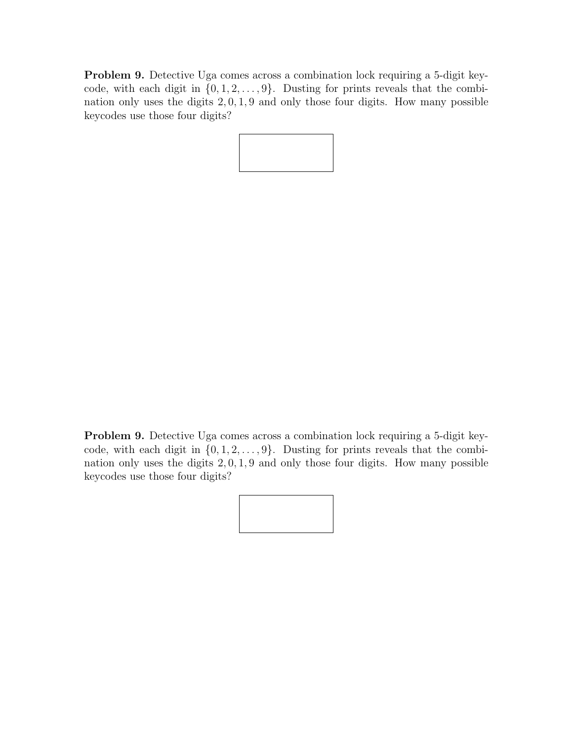**Problem 9.** Detective Uga comes across a combination lock requiring a 5-digit keycode, with each digit in $\{0, 1, 2, \ldots, 9\}$. Dusting for prints reveals that the combination only uses the digits $2, 0, 1, 9$ and only those four digits. How many possible keycodes use those four digits?

**Problem 9.** Detective Uga comes across a combination lock requiring a 5-digit keycode, with each digit in $\{0, 1, 2, \ldots, 9\}$. Dusting for prints reveals that the combination only uses the digits $2, 0, 1, 9$ and only those four digits. How many possible keycodes use those four digits?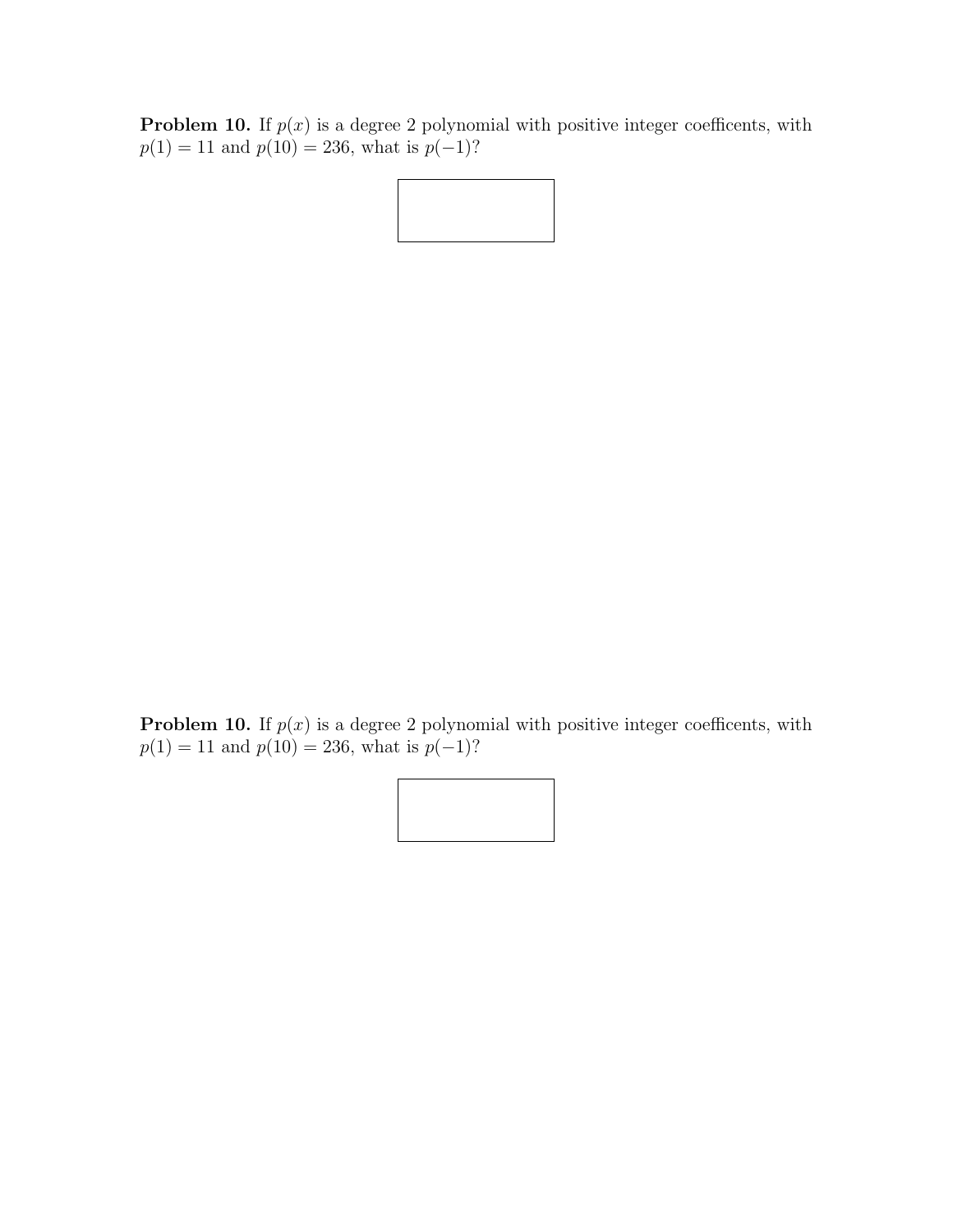**Problem 10.** If $p(x)$ is a degree 2 polynomial with positive integer coefficents, with $p(1) = 11$ and $p(10) = 236$, what is $p(-1)$?

**Problem 10.** If $p(x)$ is a degree 2 polynomial with positive integer coefficents, with $p(1) = 11$ and $p(10) = 236$, what is $p(-1)$?